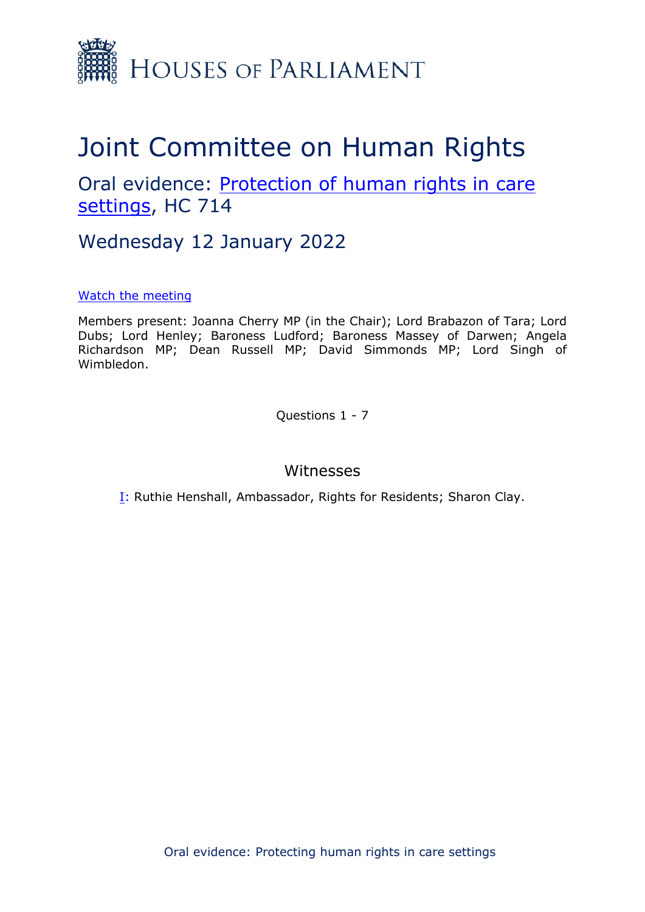HOUSES OF PARLIAMENT

# Joint Committee on Human Rights

## Oral evidence: [Protection of human rights in care settings](), HC 714

## Wednesday 12 January 2022

[Watch the meeting]()

Members present: Joanna Cherry MP (in the Chair); Lord Brabazon of Tara; Lord Dubs; Lord Henley; Baroness Ludford; Baroness Massey of Darwen; Angela Richardson MP; Dean Russell MP; David Simmonds MP; Lord Singh of Wimbledon.

Questions 1 - 7

### Witnesses

[I](): Ruthie Henshall, Ambassador, Rights for Residents; Sharon Clay.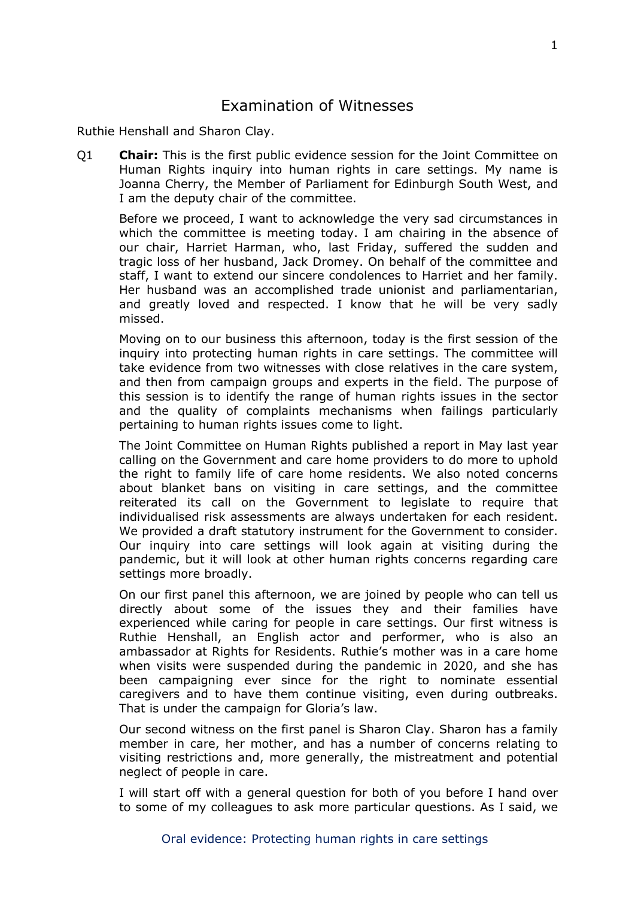# Examination of Witnesses

Ruthie Henshall and Sharon Clay.

Q1 **Chair:** This is the first public evidence session for the Joint Committee on Human Rights inquiry into human rights in care settings. My name is Joanna Cherry, the Member of Parliament for Edinburgh South West, and I am the deputy chair of the committee.

Before we proceed, I want to acknowledge the very sad circumstances in which the committee is meeting today. I am chairing in the absence of our chair, Harriet Harman, who, last Friday, suffered the sudden and tragic loss of her husband, Jack Dromey. On behalf of the committee and staff, I want to extend our sincere condolences to Harriet and her family. Her husband was an accomplished trade unionist and parliamentarian, and greatly loved and respected. I know that he will be very sadly missed.

Moving on to our business this afternoon, today is the first session of the inquiry into protecting human rights in care settings. The committee will take evidence from two witnesses with close relatives in the care system, and then from campaign groups and experts in the field. The purpose of this session is to identify the range of human rights issues in the sector and the quality of complaints mechanisms when failings particularly pertaining to human rights issues come to light.

The Joint Committee on Human Rights published a report in May last year calling on the Government and care home providers to do more to uphold the right to family life of care home residents. We also noted concerns about blanket bans on visiting in care settings, and the committee reiterated its call on the Government to legislate to require that individualised risk assessments are always undertaken for each resident. We provided a draft statutory instrument for the Government to consider. Our inquiry into care settings will look again at visiting during the pandemic, but it will look at other human rights concerns regarding care settings more broadly.

On our first panel this afternoon, we are joined by people who can tell us directly about some of the issues they and their families have experienced while caring for people in care settings. Our first witness is Ruthie Henshall, an English actor and performer, who is also an ambassador at Rights for Residents. Ruthie's mother was in a care home when visits were suspended during the pandemic in 2020, and she has been campaigning ever since for the right to nominate essential caregivers and to have them continue visiting, even during outbreaks. That is under the campaign for Gloria's law.

Our second witness on the first panel is Sharon Clay. Sharon has a family member in care, her mother, and has a number of concerns relating to visiting restrictions and, more generally, the mistreatment and potential neglect of people in care.

I will start off with a general question for both of you before I hand over to some of my colleagues to ask more particular questions. As I said, we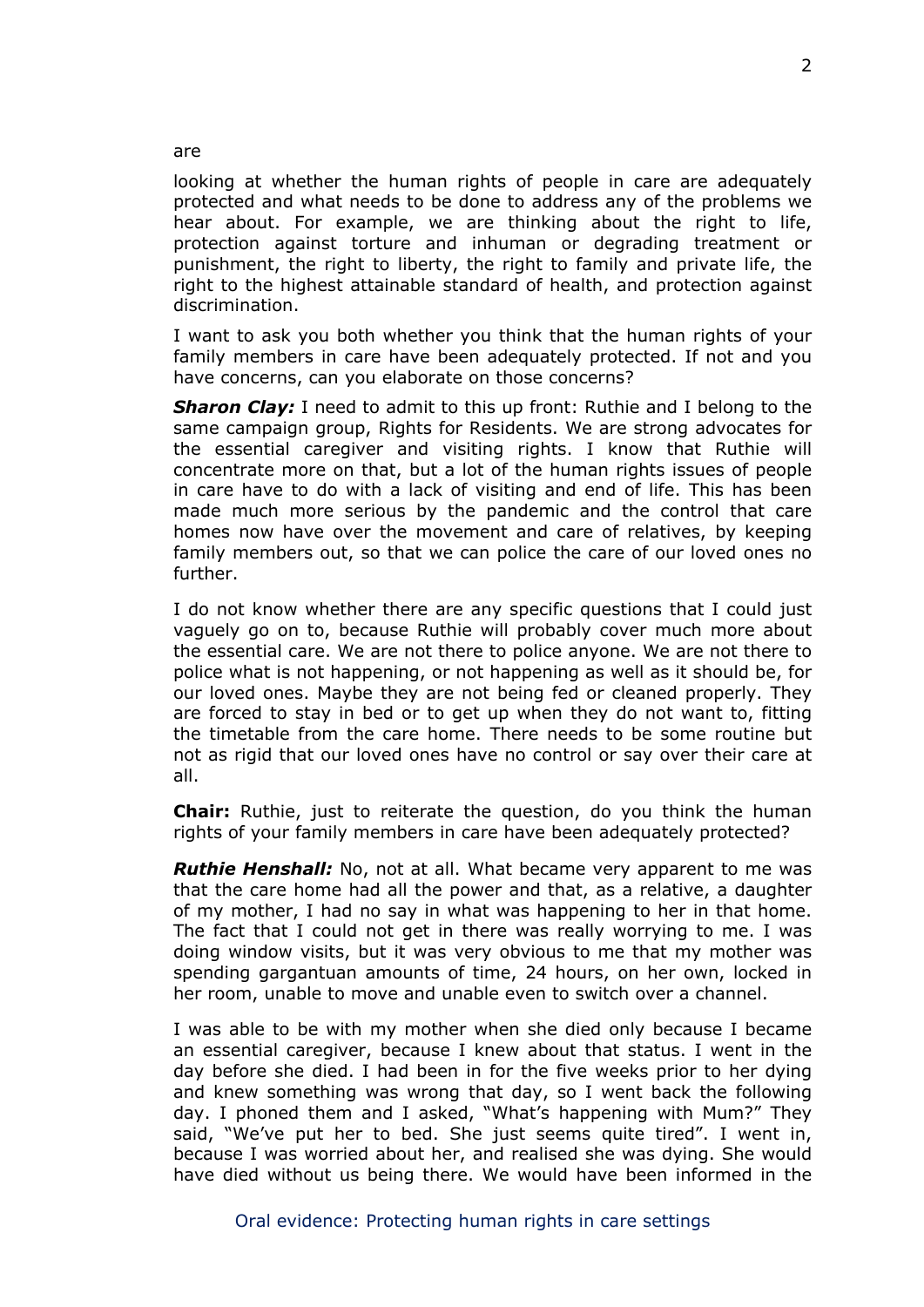are

looking at whether the human rights of people in care are adequately protected and what needs to be done to address any of the problems we hear about. For example, we are thinking about the right to life, protection against torture and inhuman or degrading treatment or punishment, the right to liberty, the right to family and private life, the right to the highest attainable standard of health, and protection against discrimination.

I want to ask you both whether you think that the human rights of your family members in care have been adequately protected. If not and you have concerns, can you elaborate on those concerns?

***Sharon Clay:*** I need to admit to this up front: Ruthie and I belong to the same campaign group, Rights for Residents. We are strong advocates for the essential caregiver and visiting rights. I know that Ruthie will concentrate more on that, but a lot of the human rights issues of people in care have to do with a lack of visiting and end of life. This has been made much more serious by the pandemic and the control that care homes now have over the movement and care of relatives, by keeping family members out, so that we can police the care of our loved ones no further.

I do not know whether there are any specific questions that I could just vaguely go on to, because Ruthie will probably cover much more about the essential care. We are not there to police anyone. We are not there to police what is not happening, or not happening as well as it should be, for our loved ones. Maybe they are not being fed or cleaned properly. They are forced to stay in bed or to get up when they do not want to, fitting the timetable from the care home. There needs to be some routine but not as rigid that our loved ones have no control or say over their care at all.

**Chair:** Ruthie, just to reiterate the question, do you think the human rights of your family members in care have been adequately protected?

***Ruthie Henshall:*** No, not at all. What became very apparent to me was that the care home had all the power and that, as a relative, a daughter of my mother, I had no say in what was happening to her in that home. The fact that I could not get in there was really worrying to me. I was doing window visits, but it was very obvious to me that my mother was spending gargantuan amounts of time, 24 hours, on her own, locked in her room, unable to move and unable even to switch over a channel.

I was able to be with my mother when she died only because I became an essential caregiver, because I knew about that status. I went in the day before she died. I had been in for the five weeks prior to her dying and knew something was wrong that day, so I went back the following day. I phoned them and I asked, "What's happening with Mum?" They said, "We've put her to bed. She just seems quite tired". I went in, because I was worried about her, and realised she was dying. She would have died without us being there. We would have been informed in the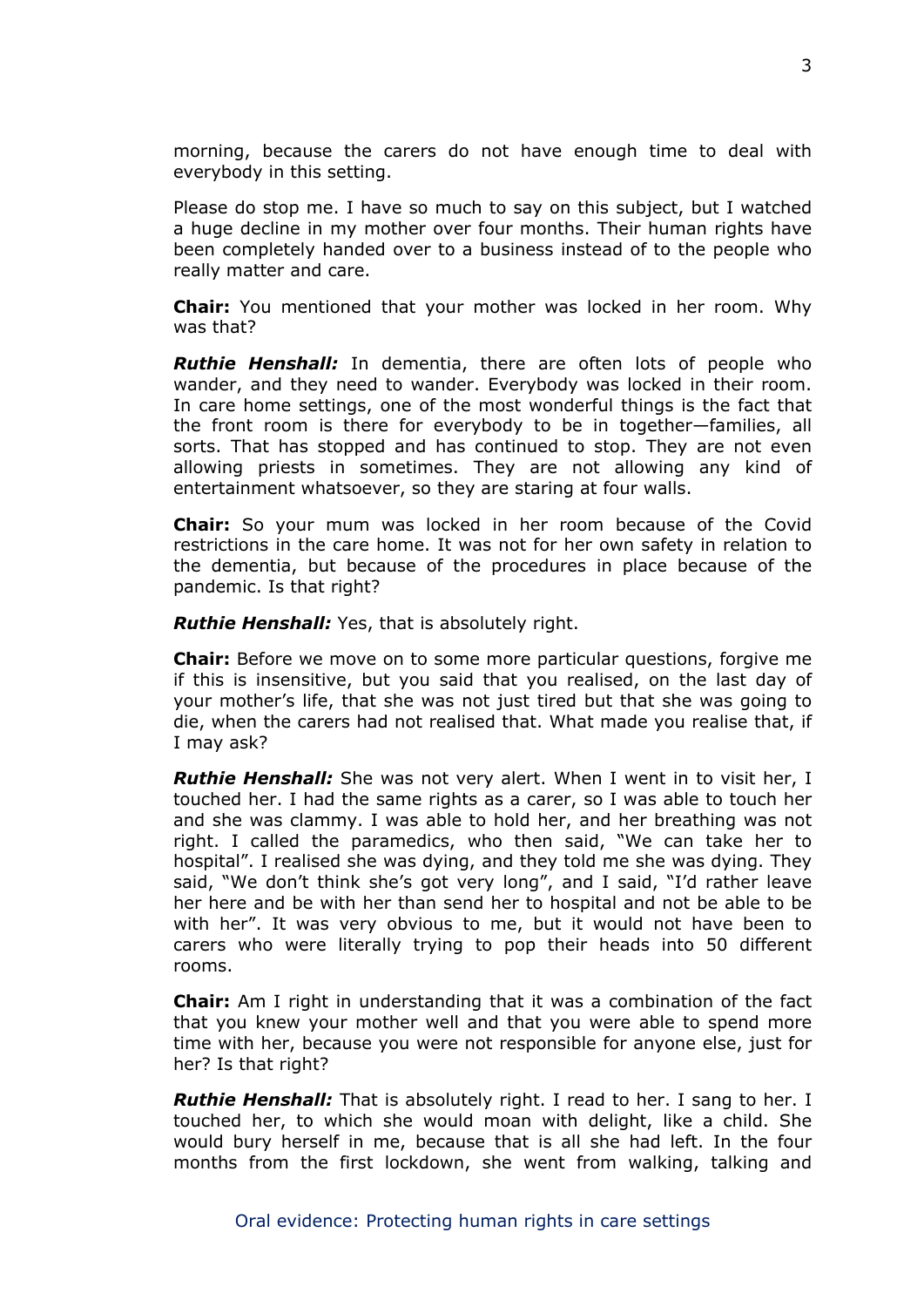morning, because the carers do not have enough time to deal with everybody in this setting.

Please do stop me. I have so much to say on this subject, but I watched a huge decline in my mother over four months. Their human rights have been completely handed over to a business instead of to the people who really matter and care.

**Chair:** You mentioned that your mother was locked in her room. Why was that?

***Ruthie Henshall:*** In dementia, there are often lots of people who wander, and they need to wander. Everybody was locked in their room. In care home settings, one of the most wonderful things is the fact that the front room is there for everybody to be in together—families, all sorts. That has stopped and has continued to stop. They are not even allowing priests in sometimes. They are not allowing any kind of entertainment whatsoever, so they are staring at four walls.

**Chair:** So your mum was locked in her room because of the Covid restrictions in the care home. It was not for her own safety in relation to the dementia, but because of the procedures in place because of the pandemic. Is that right?

***Ruthie Henshall:*** Yes, that is absolutely right.

**Chair:** Before we move on to some more particular questions, forgive me if this is insensitive, but you said that you realised, on the last day of your mother's life, that she was not just tired but that she was going to die, when the carers had not realised that. What made you realise that, if I may ask?

***Ruthie Henshall:*** She was not very alert. When I went in to visit her, I touched her. I had the same rights as a carer, so I was able to touch her and she was clammy. I was able to hold her, and her breathing was not right. I called the paramedics, who then said, "We can take her to hospital". I realised she was dying, and they told me she was dying. They said, "We don't think she's got very long", and I said, "I'd rather leave her here and be with her than send her to hospital and not be able to be with her". It was very obvious to me, but it would not have been to carers who were literally trying to pop their heads into 50 different rooms.

**Chair:** Am I right in understanding that it was a combination of the fact that you knew your mother well and that you were able to spend more time with her, because you were not responsible for anyone else, just for her? Is that right?

***Ruthie Henshall:*** That is absolutely right. I read to her. I sang to her. I touched her, to which she would moan with delight, like a child. She would bury herself in me, because that is all she had left. In the four months from the first lockdown, she went from walking, talking and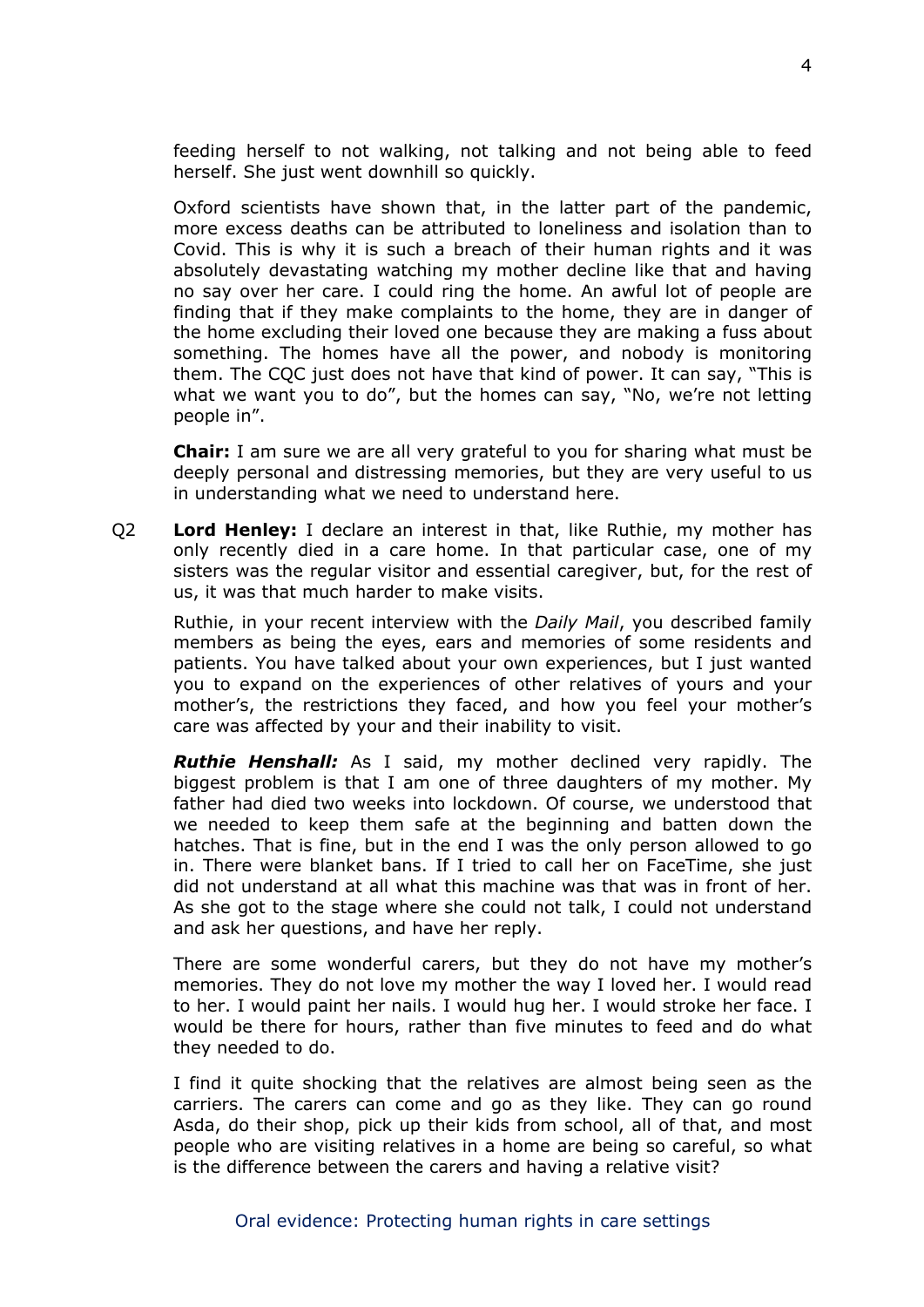feeding herself to not walking, not talking and not being able to feed herself. She just went downhill so quickly.

Oxford scientists have shown that, in the latter part of the pandemic, more excess deaths can be attributed to loneliness and isolation than to Covid. This is why it is such a breach of their human rights and it was absolutely devastating watching my mother decline like that and having no say over her care. I could ring the home. An awful lot of people are finding that if they make complaints to the home, they are in danger of the home excluding their loved one because they are making a fuss about something. The homes have all the power, and nobody is monitoring them. The CQC just does not have that kind of power. It can say, "This is what we want you to do", but the homes can say, "No, we're not letting people in".

**Chair:** I am sure we are all very grateful to you for sharing what must be deeply personal and distressing memories, but they are very useful to us in understanding what we need to understand here.

Q2 **Lord Henley:** I declare an interest in that, like Ruthie, my mother has only recently died in a care home. In that particular case, one of my sisters was the regular visitor and essential caregiver, but, for the rest of us, it was that much harder to make visits.

Ruthie, in your recent interview with the *Daily Mail*, you described family members as being the eyes, ears and memories of some residents and patients. You have talked about your own experiences, but I just wanted you to expand on the experiences of other relatives of yours and your mother's, the restrictions they faced, and how you feel your mother's care was affected by your and their inability to visit.

***Ruthie Henshall:*** As I said, my mother declined very rapidly. The biggest problem is that I am one of three daughters of my mother. My father had died two weeks into lockdown. Of course, we understood that we needed to keep them safe at the beginning and batten down the hatches. That is fine, but in the end I was the only person allowed to go in. There were blanket bans. If I tried to call her on FaceTime, she just did not understand at all what this machine was that was in front of her. As she got to the stage where she could not talk, I could not understand and ask her questions, and have her reply.

There are some wonderful carers, but they do not have my mother's memories. They do not love my mother the way I loved her. I would read to her. I would paint her nails. I would hug her. I would stroke her face. I would be there for hours, rather than five minutes to feed and do what they needed to do.

I find it quite shocking that the relatives are almost being seen as the carriers. The carers can come and go as they like. They can go round Asda, do their shop, pick up their kids from school, all of that, and most people who are visiting relatives in a home are being so careful, so what is the difference between the carers and having a relative visit?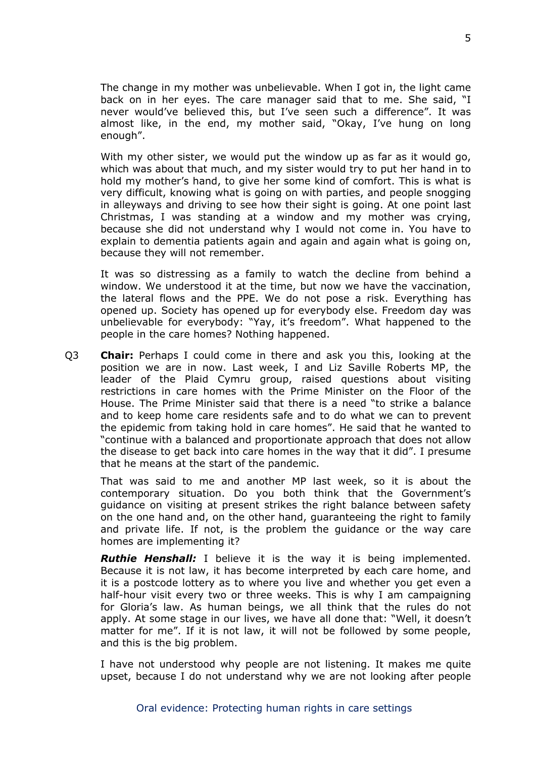The change in my mother was unbelievable. When I got in, the light came back on in her eyes. The care manager said that to me. She said, "I never would've believed this, but I've seen such a difference". It was almost like, in the end, my mother said, "Okay, I've hung on long enough".

With my other sister, we would put the window up as far as it would go, which was about that much, and my sister would try to put her hand in to hold my mother's hand, to give her some kind of comfort. This is what is very difficult, knowing what is going on with parties, and people snogging in alleyways and driving to see how their sight is going. At one point last Christmas, I was standing at a window and my mother was crying, because she did not understand why I would not come in. You have to explain to dementia patients again and again and again what is going on, because they will not remember.

It was so distressing as a family to watch the decline from behind a window. We understood it at the time, but now we have the vaccination, the lateral flows and the PPE. We do not pose a risk. Everything has opened up. Society has opened up for everybody else. Freedom day was unbelievable for everybody: "Yay, it's freedom". What happened to the people in the care homes? Nothing happened.

Q3 **Chair:** Perhaps I could come in there and ask you this, looking at the position we are in now. Last week, I and Liz Saville Roberts MP, the leader of the Plaid Cymru group, raised questions about visiting restrictions in care homes with the Prime Minister on the Floor of the House. The Prime Minister said that there is a need "to strike a balance and to keep home care residents safe and to do what we can to prevent the epidemic from taking hold in care homes". He said that he wanted to "continue with a balanced and proportionate approach that does not allow the disease to get back into care homes in the way that it did". I presume that he means at the start of the pandemic.

That was said to me and another MP last week, so it is about the contemporary situation. Do you both think that the Government's guidance on visiting at present strikes the right balance between safety on the one hand and, on the other hand, guaranteeing the right to family and private life. If not, is the problem the guidance or the way care homes are implementing it?

***Ruthie Henshall:*** I believe it is the way it is being implemented. Because it is not law, it has become interpreted by each care home, and it is a postcode lottery as to where you live and whether you get even a half-hour visit every two or three weeks. This is why I am campaigning for Gloria's law. As human beings, we all think that the rules do not apply. At some stage in our lives, we have all done that: "Well, it doesn't matter for me". If it is not law, it will not be followed by some people, and this is the big problem.

I have not understood why people are not listening. It makes me quite upset, because I do not understand why we are not looking after people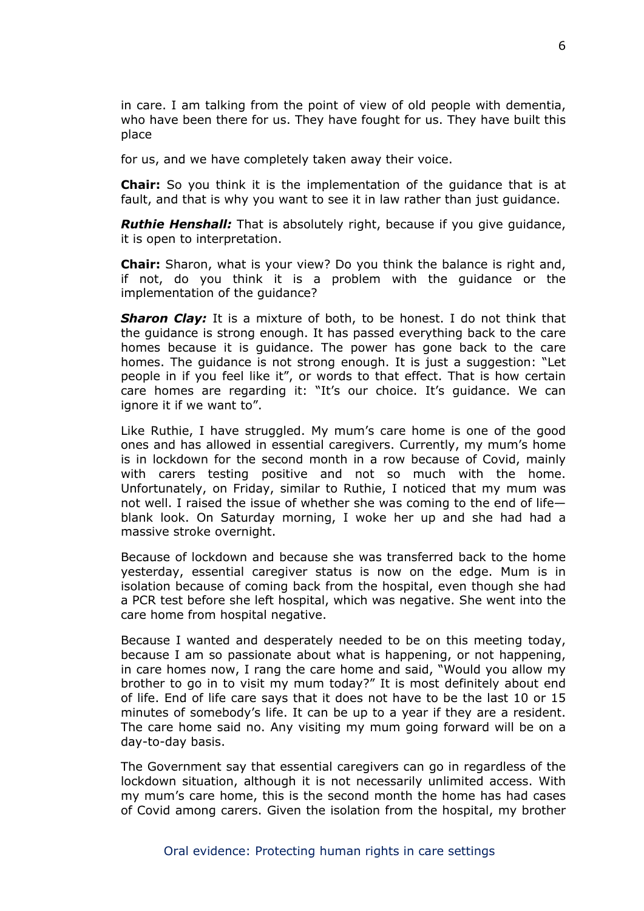in care. I am talking from the point of view of old people with dementia, who have been there for us. They have fought for us. They have built this place

for us, and we have completely taken away their voice.

**Chair:** So you think it is the implementation of the guidance that is at fault, and that is why you want to see it in law rather than just guidance.

***Ruthie Henshall:*** That is absolutely right, because if you give guidance, it is open to interpretation.

**Chair:** Sharon, what is your view? Do you think the balance is right and, if not, do you think it is a problem with the guidance or the implementation of the guidance?

***Sharon Clay:*** It is a mixture of both, to be honest. I do not think that the guidance is strong enough. It has passed everything back to the care homes because it is guidance. The power has gone back to the care homes. The guidance is not strong enough. It is just a suggestion: "Let people in if you feel like it", or words to that effect. That is how certain care homes are regarding it: "It's our choice. It's guidance. We can ignore it if we want to".

Like Ruthie, I have struggled. My mum's care home is one of the good ones and has allowed in essential caregivers. Currently, my mum's home is in lockdown for the second month in a row because of Covid, mainly with carers testing positive and not so much with the home. Unfortunately, on Friday, similar to Ruthie, I noticed that my mum was not well. I raised the issue of whether she was coming to the end of life—blank look. On Saturday morning, I woke her up and she had had a massive stroke overnight.

Because of lockdown and because she was transferred back to the home yesterday, essential caregiver status is now on the edge. Mum is in isolation because of coming back from the hospital, even though she had a PCR test before she left hospital, which was negative. She went into the care home from hospital negative.

Because I wanted and desperately needed to be on this meeting today, because I am so passionate about what is happening, or not happening, in care homes now, I rang the care home and said, "Would you allow my brother to go in to visit my mum today?" It is most definitely about end of life. End of life care says that it does not have to be the last 10 or 15 minutes of somebody's life. It can be up to a year if they are a resident. The care home said no. Any visiting my mum going forward will be on a day-to-day basis.

The Government say that essential caregivers can go in regardless of the lockdown situation, although it is not necessarily unlimited access. With my mum's care home, this is the second month the home has had cases of Covid among carers. Given the isolation from the hospital, my brother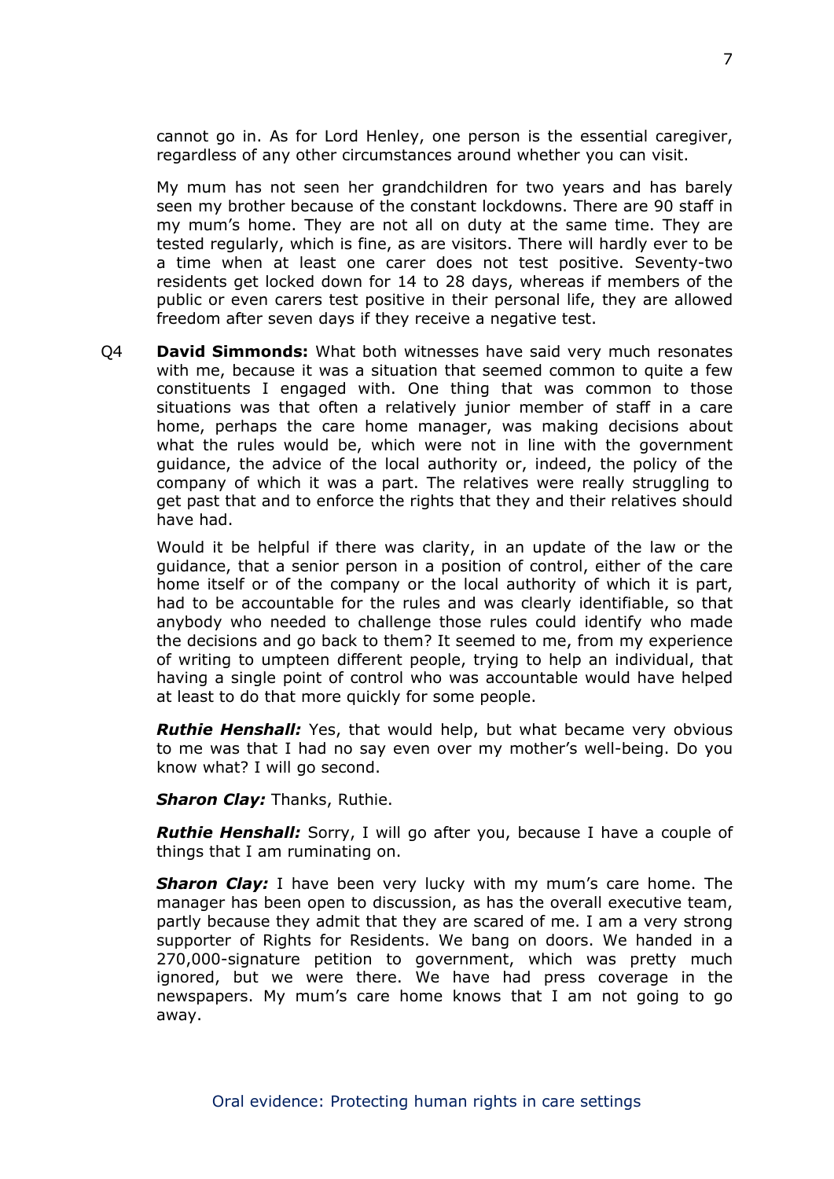cannot go in. As for Lord Henley, one person is the essential caregiver, regardless of any other circumstances around whether you can visit.

My mum has not seen her grandchildren for two years and has barely seen my brother because of the constant lockdowns. There are 90 staff in my mum's home. They are not all on duty at the same time. They are tested regularly, which is fine, as are visitors. There will hardly ever to be a time when at least one carer does not test positive. Seventy-two residents get locked down for 14 to 28 days, whereas if members of the public or even carers test positive in their personal life, they are allowed freedom after seven days if they receive a negative test.

Q4 **David Simmonds:** What both witnesses have said very much resonates with me, because it was a situation that seemed common to quite a few constituents I engaged with. One thing that was common to those situations was that often a relatively junior member of staff in a care home, perhaps the care home manager, was making decisions about what the rules would be, which were not in line with the government guidance, the advice of the local authority or, indeed, the policy of the company of which it was a part. The relatives were really struggling to get past that and to enforce the rights that they and their relatives should have had.

Would it be helpful if there was clarity, in an update of the law or the guidance, that a senior person in a position of control, either of the care home itself or of the company or the local authority of which it is part, had to be accountable for the rules and was clearly identifiable, so that anybody who needed to challenge those rules could identify who made the decisions and go back to them? It seemed to me, from my experience of writing to umpteen different people, trying to help an individual, that having a single point of control who was accountable would have helped at least to do that more quickly for some people.

***Ruthie Henshall:*** Yes, that would help, but what became very obvious to me was that I had no say even over my mother's well-being. Do you know what? I will go second.

***Sharon Clay:*** Thanks, Ruthie.

***Ruthie Henshall:*** Sorry, I will go after you, because I have a couple of things that I am ruminating on.

***Sharon Clay:*** I have been very lucky with my mum's care home. The manager has been open to discussion, as has the overall executive team, partly because they admit that they are scared of me. I am a very strong supporter of Rights for Residents. We bang on doors. We handed in a 270,000-signature petition to government, which was pretty much ignored, but we were there. We have had press coverage in the newspapers. My mum's care home knows that I am not going to go away.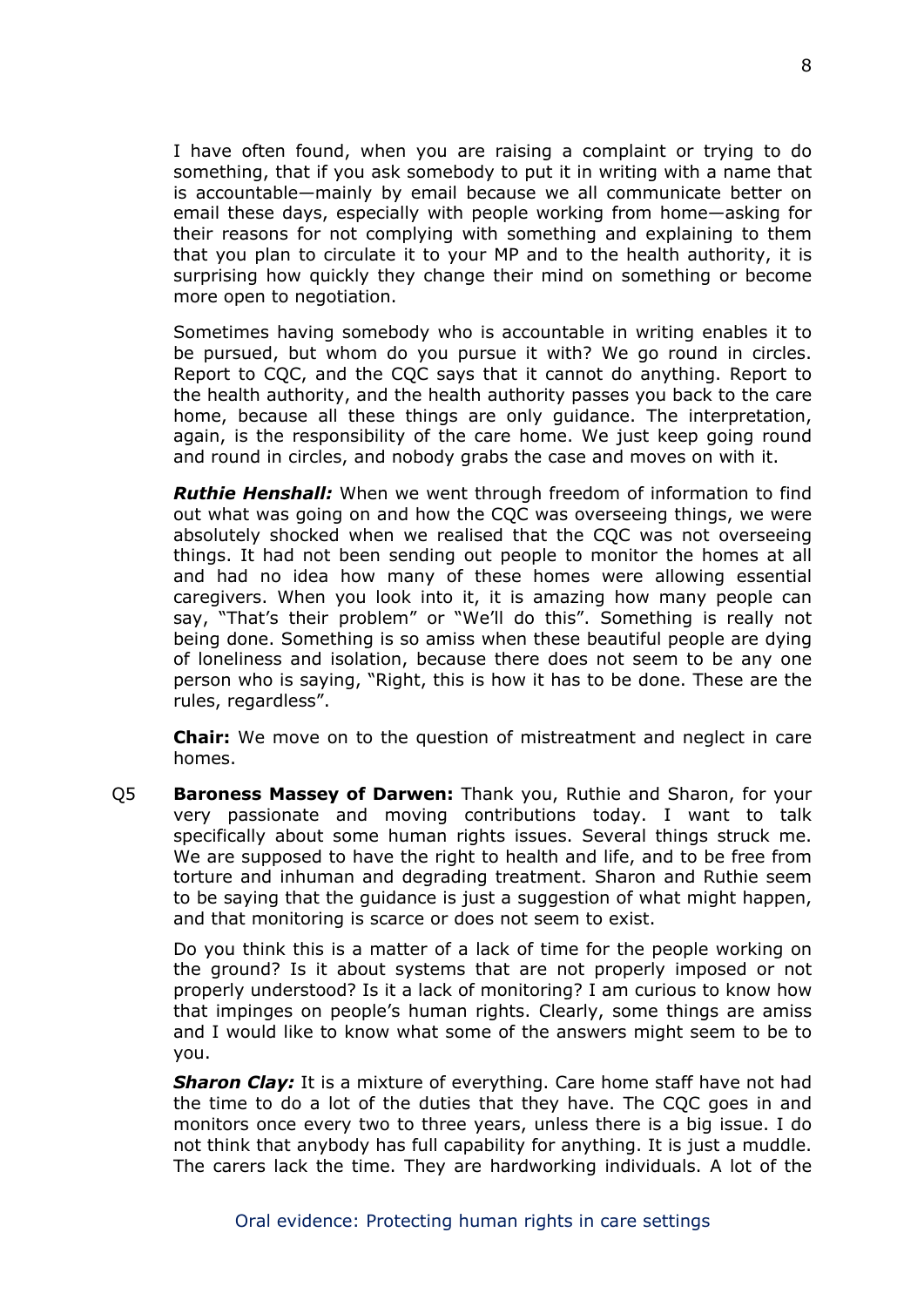I have often found, when you are raising a complaint or trying to do something, that if you ask somebody to put it in writing with a name that is accountable—mainly by email because we all communicate better on email these days, especially with people working from home—asking for their reasons for not complying with something and explaining to them that you plan to circulate it to your MP and to the health authority, it is surprising how quickly they change their mind on something or become more open to negotiation.

Sometimes having somebody who is accountable in writing enables it to be pursued, but whom do you pursue it with? We go round in circles. Report to CQC, and the CQC says that it cannot do anything. Report to the health authority, and the health authority passes you back to the care home, because all these things are only guidance. The interpretation, again, is the responsibility of the care home. We just keep going round and round in circles, and nobody grabs the case and moves on with it.

***Ruthie Henshall:*** When we went through freedom of information to find out what was going on and how the CQC was overseeing things, we were absolutely shocked when we realised that the CQC was not overseeing things. It had not been sending out people to monitor the homes at all and had no idea how many of these homes were allowing essential caregivers. When you look into it, it is amazing how many people can say, "That's their problem" or "We'll do this". Something is really not being done. Something is so amiss when these beautiful people are dying of loneliness and isolation, because there does not seem to be any one person who is saying, "Right, this is how it has to be done. These are the rules, regardless".

**Chair:** We move on to the question of mistreatment and neglect in care homes.

Q5 **Baroness Massey of Darwen:** Thank you, Ruthie and Sharon, for your very passionate and moving contributions today. I want to talk specifically about some human rights issues. Several things struck me. We are supposed to have the right to health and life, and to be free from torture and inhuman and degrading treatment. Sharon and Ruthie seem to be saying that the guidance is just a suggestion of what might happen, and that monitoring is scarce or does not seem to exist.

Do you think this is a matter of a lack of time for the people working on the ground? Is it about systems that are not properly imposed or not properly understood? Is it a lack of monitoring? I am curious to know how that impinges on people's human rights. Clearly, some things are amiss and I would like to know what some of the answers might seem to be to you.

***Sharon Clay:*** It is a mixture of everything. Care home staff have not had the time to do a lot of the duties that they have. The CQC goes in and monitors once every two to three years, unless there is a big issue. I do not think that anybody has full capability for anything. It is just a muddle. The carers lack the time. They are hardworking individuals. A lot of the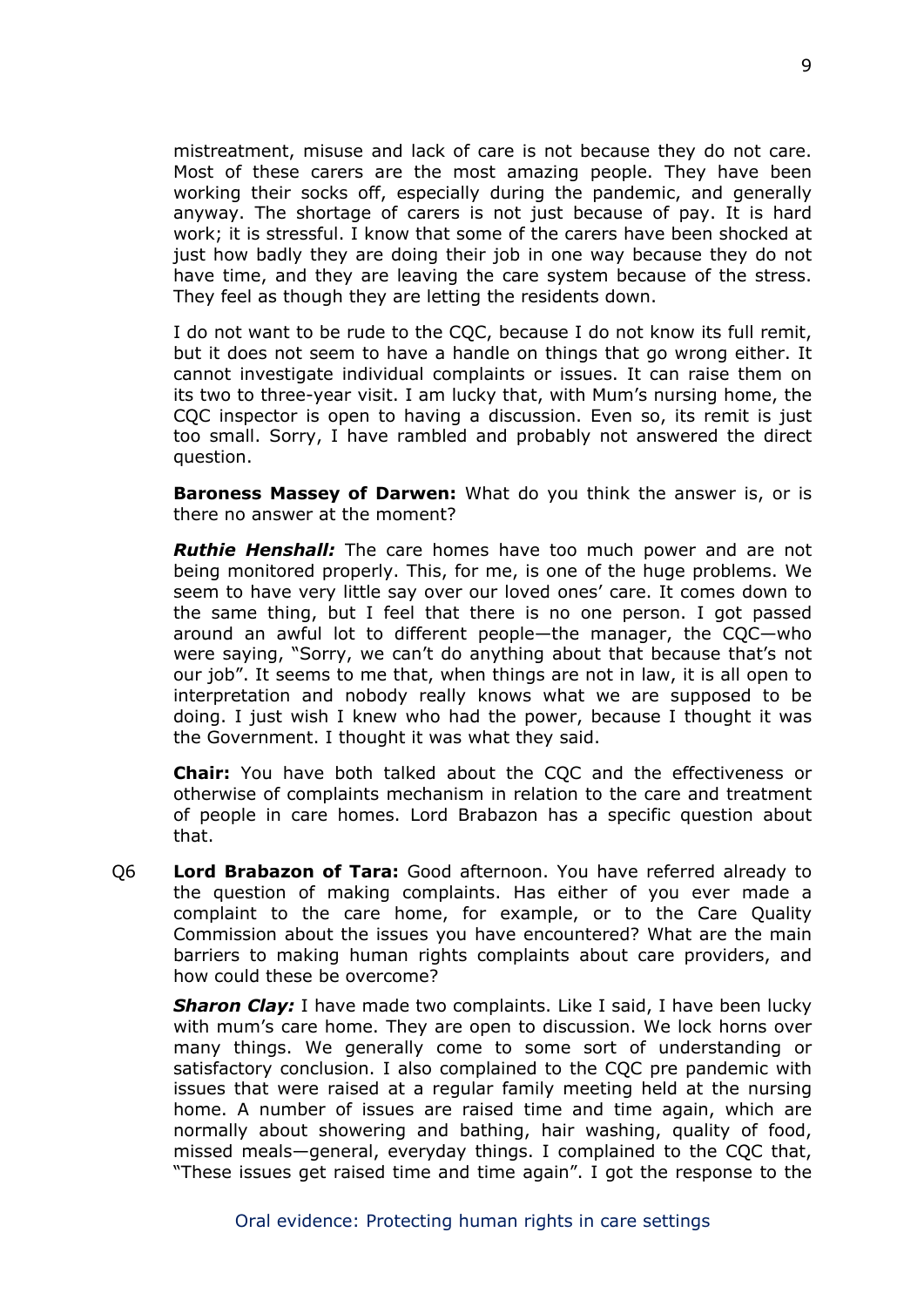mistreatment, misuse and lack of care is not because they do not care. Most of these carers are the most amazing people. They have been working their socks off, especially during the pandemic, and generally anyway. The shortage of carers is not just because of pay. It is hard work; it is stressful. I know that some of the carers have been shocked at just how badly they are doing their job in one way because they do not have time, and they are leaving the care system because of the stress. They feel as though they are letting the residents down.

I do not want to be rude to the CQC, because I do not know its full remit, but it does not seem to have a handle on things that go wrong either. It cannot investigate individual complaints or issues. It can raise them on its two to three-year visit. I am lucky that, with Mum's nursing home, the CQC inspector is open to having a discussion. Even so, its remit is just too small. Sorry, I have rambled and probably not answered the direct question.

**Baroness Massey of Darwen:** What do you think the answer is, or is there no answer at the moment?

***Ruthie Henshall:*** The care homes have too much power and are not being monitored properly. This, for me, is one of the huge problems. We seem to have very little say over our loved ones' care. It comes down to the same thing, but I feel that there is no one person. I got passed around an awful lot to different people—the manager, the CQC—who were saying, "Sorry, we can't do anything about that because that's not our job". It seems to me that, when things are not in law, it is all open to interpretation and nobody really knows what we are supposed to be doing. I just wish I knew who had the power, because I thought it was the Government. I thought it was what they said.

**Chair:** You have both talked about the CQC and the effectiveness or otherwise of complaints mechanism in relation to the care and treatment of people in care homes. Lord Brabazon has a specific question about that.

Q6 **Lord Brabazon of Tara:** Good afternoon. You have referred already to the question of making complaints. Has either of you ever made a complaint to the care home, for example, or to the Care Quality Commission about the issues you have encountered? What are the main barriers to making human rights complaints about care providers, and how could these be overcome?

***Sharon Clay:*** I have made two complaints. Like I said, I have been lucky with mum's care home. They are open to discussion. We lock horns over many things. We generally come to some sort of understanding or satisfactory conclusion. I also complained to the CQC pre pandemic with issues that were raised at a regular family meeting held at the nursing home. A number of issues are raised time and time again, which are normally about showering and bathing, hair washing, quality of food, missed meals—general, everyday things. I complained to the CQC that, "These issues get raised time and time again". I got the response to the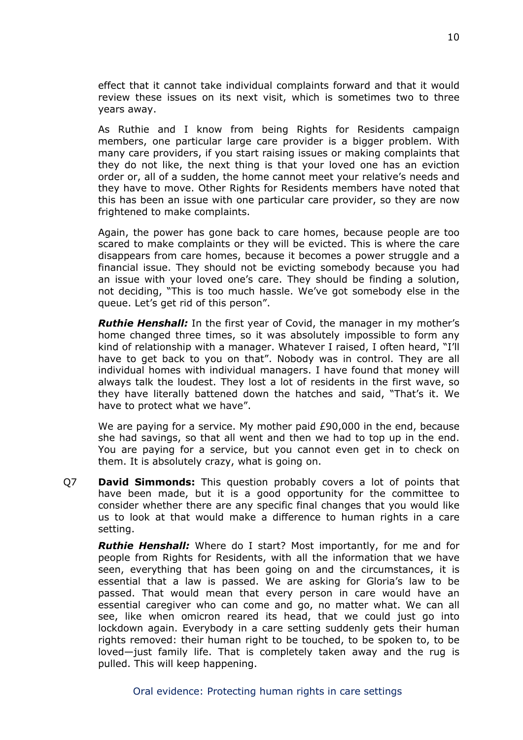effect that it cannot take individual complaints forward and that it would review these issues on its next visit, which is sometimes two to three years away.

As Ruthie and I know from being Rights for Residents campaign members, one particular large care provider is a bigger problem. With many care providers, if you start raising issues or making complaints that they do not like, the next thing is that your loved one has an eviction order or, all of a sudden, the home cannot meet your relative's needs and they have to move. Other Rights for Residents members have noted that this has been an issue with one particular care provider, so they are now frightened to make complaints.

Again, the power has gone back to care homes, because people are too scared to make complaints or they will be evicted. This is where the care disappears from care homes, because it becomes a power struggle and a financial issue. They should not be evicting somebody because you had an issue with your loved one's care. They should be finding a solution, not deciding, "This is too much hassle. We've got somebody else in the queue. Let's get rid of this person".

***Ruthie Henshall:*** In the first year of Covid, the manager in my mother's home changed three times, so it was absolutely impossible to form any kind of relationship with a manager. Whatever I raised, I often heard, "I'll have to get back to you on that". Nobody was in control. They are all individual homes with individual managers. I have found that money will always talk the loudest. They lost a lot of residents in the first wave, so they have literally battened down the hatches and said, "That's it. We have to protect what we have".

We are paying for a service. My mother paid £90,000 in the end, because she had savings, so that all went and then we had to top up in the end. You are paying for a service, but you cannot even get in to check on them. It is absolutely crazy, what is going on.

Q7 **David Simmonds:** This question probably covers a lot of points that have been made, but it is a good opportunity for the committee to consider whether there are any specific final changes that you would like us to look at that would make a difference to human rights in a care setting.

***Ruthie Henshall:*** Where do I start? Most importantly, for me and for people from Rights for Residents, with all the information that we have seen, everything that has been going on and the circumstances, it is essential that a law is passed. We are asking for Gloria's law to be passed. That would mean that every person in care would have an essential caregiver who can come and go, no matter what. We can all see, like when omicron reared its head, that we could just go into lockdown again. Everybody in a care setting suddenly gets their human rights removed: their human right to be touched, to be spoken to, to be loved—just family life. That is completely taken away and the rug is pulled. This will keep happening.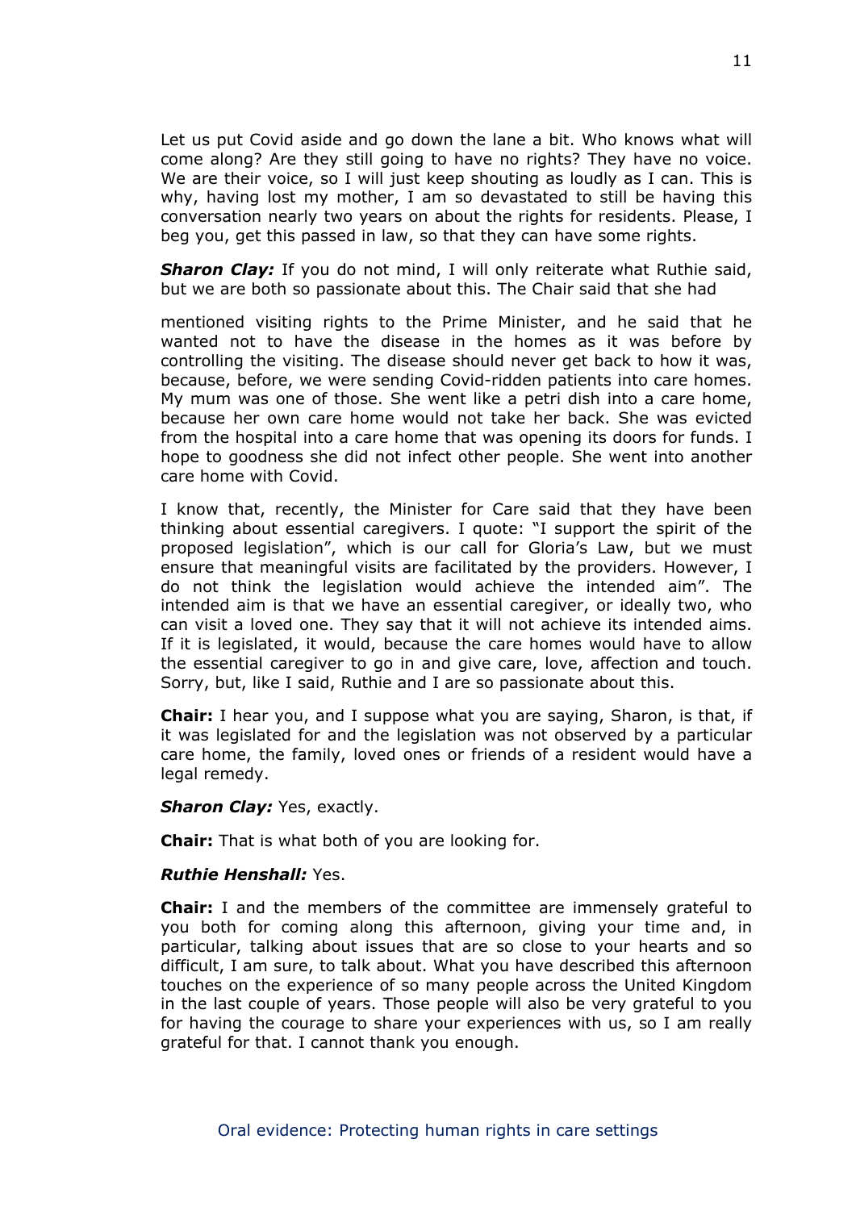Let us put Covid aside and go down the lane a bit. Who knows what will come along? Are they still going to have no rights? They have no voice. We are their voice, so I will just keep shouting as loudly as I can. This is why, having lost my mother, I am so devastated to still be having this conversation nearly two years on about the rights for residents. Please, I beg you, get this passed in law, so that they can have some rights.

***Sharon Clay:*** If you do not mind, I will only reiterate what Ruthie said, but we are both so passionate about this. The Chair said that she had mentioned visiting rights to the Prime Minister, and he said that he wanted not to have the disease in the homes as it was before by controlling the visiting. The disease should never get back to how it was, because, before, we were sending Covid-ridden patients into care homes. My mum was one of those. She went like a petri dish into a care home, because her own care home would not take her back. She was evicted from the hospital into a care home that was opening its doors for funds. I hope to goodness she did not infect other people. She went into another care home with Covid.

I know that, recently, the Minister for Care said that they have been thinking about essential caregivers. I quote: "I support the spirit of the proposed legislation", which is our call for Gloria's Law, but we must ensure that meaningful visits are facilitated by the providers. However, I do not think the legislation would achieve the intended aim". The intended aim is that we have an essential caregiver, or ideally two, who can visit a loved one. They say that it will not achieve its intended aims. If it is legislated, it would, because the care homes would have to allow the essential caregiver to go in and give care, love, affection and touch. Sorry, but, like I said, Ruthie and I are so passionate about this.

**Chair:** I hear you, and I suppose what you are saying, Sharon, is that, if it was legislated for and the legislation was not observed by a particular care home, the family, loved ones or friends of a resident would have a legal remedy.

***Sharon Clay:*** Yes, exactly.

**Chair:** That is what both of you are looking for.

***Ruthie Henshall:*** Yes.

**Chair:** I and the members of the committee are immensely grateful to you both for coming along this afternoon, giving your time and, in particular, talking about issues that are so close to your hearts and so difficult, I am sure, to talk about. What you have described this afternoon touches on the experience of so many people across the United Kingdom in the last couple of years. Those people will also be very grateful to you for having the courage to share your experiences with us, so I am really grateful for that. I cannot thank you enough.